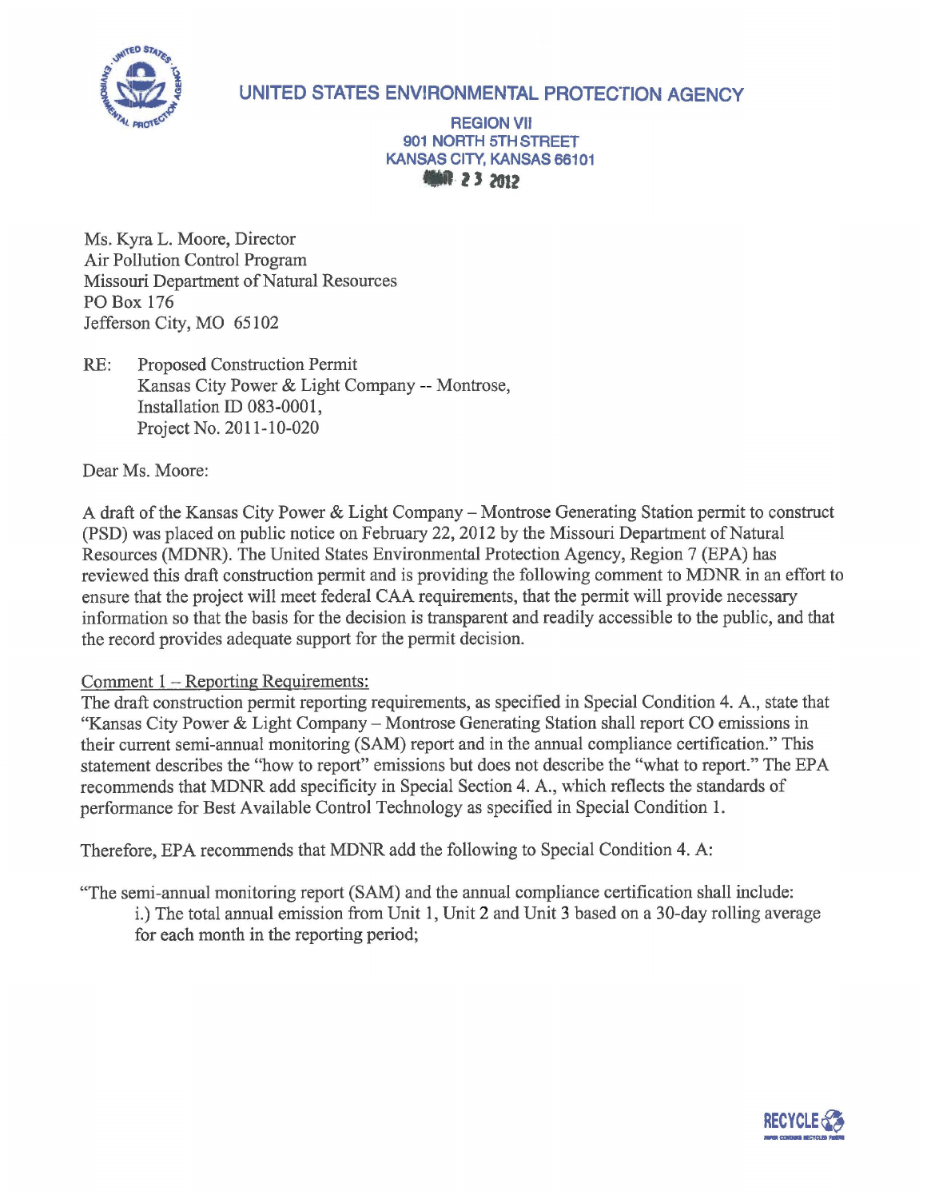# UNITED STATES ENVIRONMENTAL PROTECTION AGENCY

REGION VII
901 NORTH 5TH STREET
KANSAS CITY, KANSAS 66101

MAR 23 2012

Ms. Kyra L. Moore, Director
Air Pollution Control Program
Missouri Department of Natural Resources
PO Box 176
Jefferson City, MO 65102

RE: Proposed Construction Permit
Kansas City Power & Light Company -- Montrose,
Installation ID 083-0001,
Project No. 2011-10-020

Dear Ms. Moore:

A draft of the Kansas City Power & Light Company – Montrose Generating Station permit to construct (PSD) was placed on public notice on February 22, 2012 by the Missouri Department of Natural Resources (MDNR). The United States Environmental Protection Agency, Region 7 (EPA) has reviewed this draft construction permit and is providing the following comment to MDNR in an effort to ensure that the project will meet federal CAA requirements, that the permit will provide necessary information so that the basis for the decision is transparent and readily accessible to the public, and that the record provides adequate support for the permit decision.

<u>Comment 1 – Reporting Requirements:</u>
The draft construction permit reporting requirements, as specified in Special Condition 4. A., state that "Kansas City Power & Light Company – Montrose Generating Station shall report CO emissions in their current semi-annual monitoring (SAM) report and in the annual compliance certification." This statement describes the "how to report" emissions but does not describe the "what to report." The EPA recommends that MDNR add specificity in Special Section 4. A., which reflects the standards of performance for Best Available Control Technology as specified in Special Condition 1.

Therefore, EPA recommends that MDNR add the following to Special Condition 4. A:

"The semi-annual monitoring report (SAM) and the annual compliance certification shall include:

i.) The total annual emission from Unit 1, Unit 2 and Unit 3 based on a 30-day rolling average for each month in the reporting period;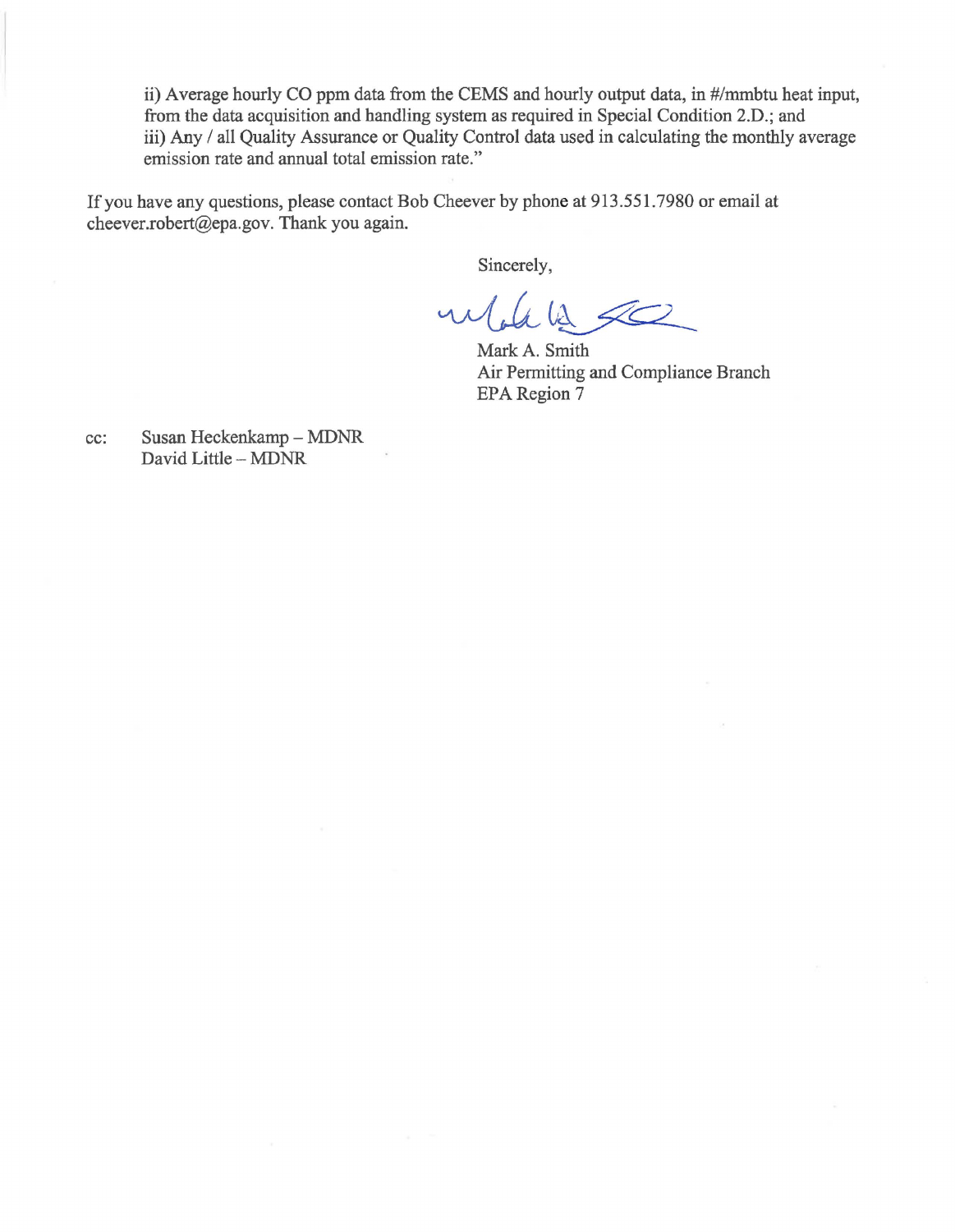ii) Average hourly CO ppm data from the CEMS and hourly output data, in #/mmbtu heat input, from the data acquisition and handling system as required in Special Condition 2.D.; and
iii) Any / all Quality Assurance or Quality Control data used in calculating the monthly average emission rate and annual total emission rate."

If you have any questions, please contact Bob Cheever by phone at 913.551.7980 or email at cheever.robert@epa.gov. Thank you again.

Sincerely,

Mark A. Smith
Air Permitting and Compliance Branch
EPA Region 7

cc: Susan Heckenkamp – MDNR
David Little – MDNR